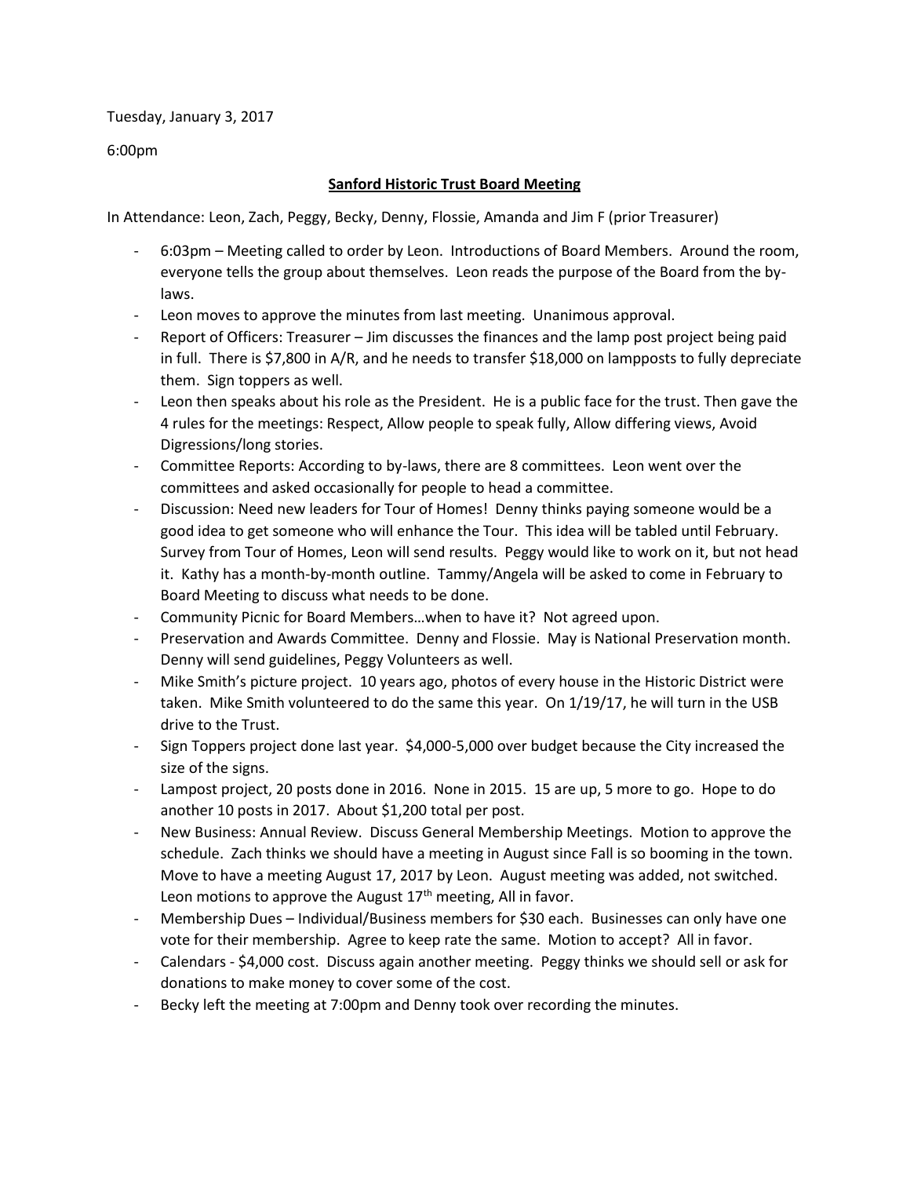Tuesday, January 3, 2017

6:00pm

## Sanford Historic Trust Board Meeting

In Attendance: Leon, Zach, Peggy, Becky, Denny, Flossie, Amanda and Jim F (prior Treasurer)

- 6:03pm – Meeting called to order by Leon. Introductions of Board Members. Around the room, everyone tells the group about themselves. Leon reads the purpose of the Board from the by-laws.
- Leon moves to approve the minutes from last meeting. Unanimous approval.
- Report of Officers: Treasurer – Jim discusses the finances and the lamp post project being paid in full. There is $7,800 in A/R, and he needs to transfer $18,000 on lampposts to fully depreciate them. Sign toppers as well.
- Leon then speaks about his role as the President. He is a public face for the trust. Then gave the 4 rules for the meetings: Respect, Allow people to speak fully, Allow differing views, Avoid Digressions/long stories.
- Committee Reports: According to by-laws, there are 8 committees. Leon went over the committees and asked occasionally for people to head a committee.
- Discussion: Need new leaders for Tour of Homes! Denny thinks paying someone would be a good idea to get someone who will enhance the Tour. This idea will be tabled until February. Survey from Tour of Homes, Leon will send results. Peggy would like to work on it, but not head it. Kathy has a month-by-month outline. Tammy/Angela will be asked to come in February to Board Meeting to discuss what needs to be done.
- Community Picnic for Board Members…when to have it? Not agreed upon.
- Preservation and Awards Committee. Denny and Flossie. May is National Preservation month. Denny will send guidelines, Peggy Volunteers as well.
- Mike Smith's picture project. 10 years ago, photos of every house in the Historic District were taken. Mike Smith volunteered to do the same this year. On 1/19/17, he will turn in the USB drive to the Trust.
- Sign Toppers project done last year. $4,000-5,000 over budget because the City increased the size of the signs.
- Lampost project, 20 posts done in 2016. None in 2015. 15 are up, 5 more to go. Hope to do another 10 posts in 2017. About $1,200 total per post.
- New Business: Annual Review. Discuss General Membership Meetings. Motion to approve the schedule. Zach thinks we should have a meeting in August since Fall is so booming in the town. Move to have a meeting August 17, 2017 by Leon. August meeting was added, not switched. Leon motions to approve the August 17th meeting, All in favor.
- Membership Dues – Individual/Business members for $30 each. Businesses can only have one vote for their membership. Agree to keep rate the same. Motion to accept? All in favor.
- Calendars - $4,000 cost. Discuss again another meeting. Peggy thinks we should sell or ask for donations to make money to cover some of the cost.
- Becky left the meeting at 7:00pm and Denny took over recording the minutes.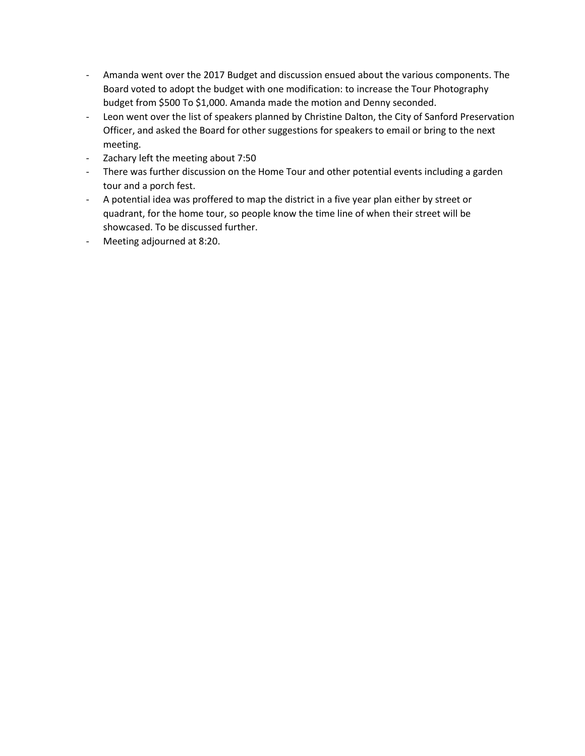- Amanda went over the 2017 Budget and discussion ensued about the various components. The Board voted to adopt the budget with one modification: to increase the Tour Photography budget from $500 To $1,000. Amanda made the motion and Denny seconded.
- Leon went over the list of speakers planned by Christine Dalton, the City of Sanford Preservation Officer, and asked the Board for other suggestions for speakers to email or bring to the next meeting.
- Zachary left the meeting about 7:50
- There was further discussion on the Home Tour and other potential events including a garden tour and a porch fest.
- A potential idea was proffered to map the district in a five year plan either by street or quadrant, for the home tour, so people know the time line of when their street will be showcased. To be discussed further.
- Meeting adjourned at 8:20.